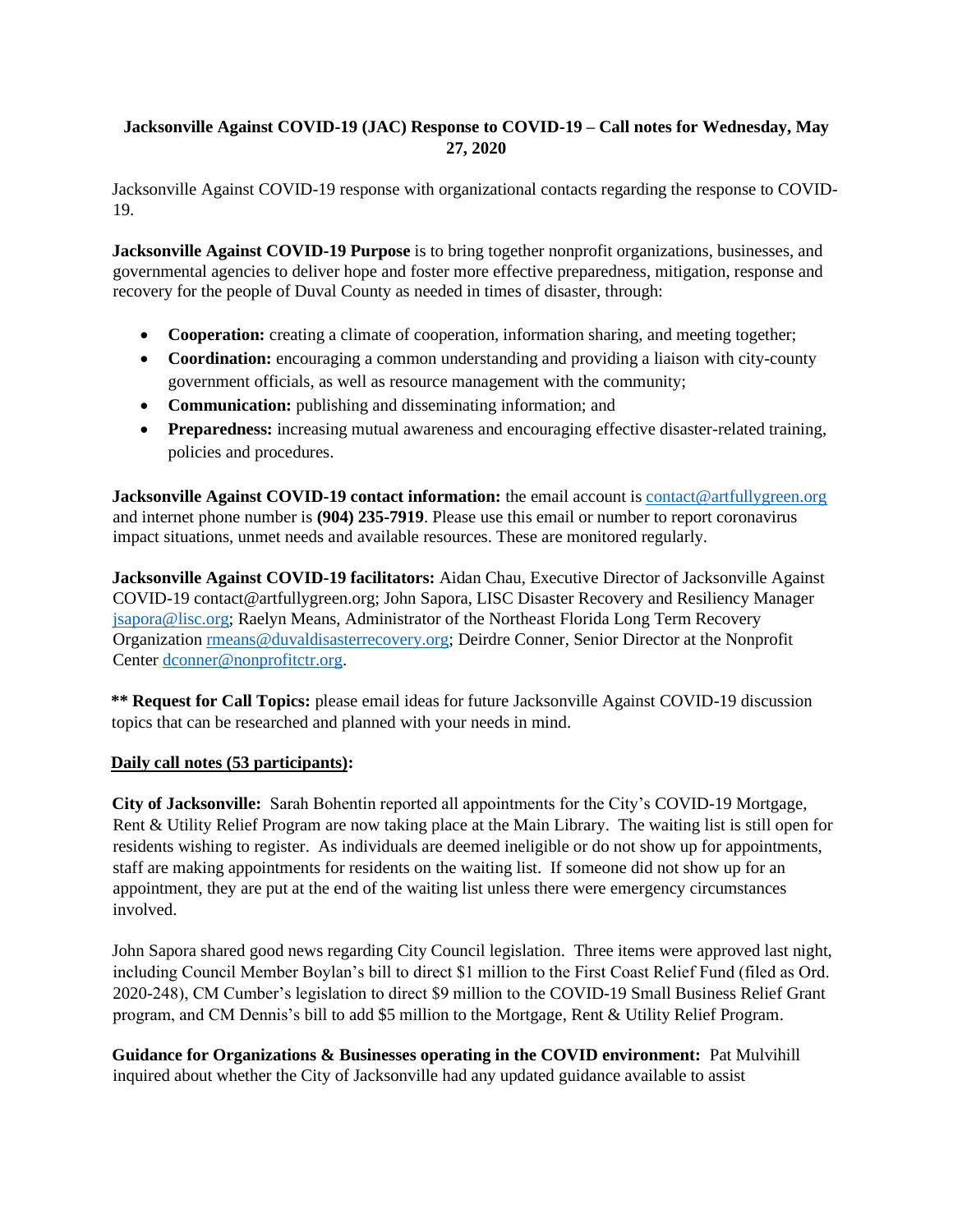# Jacksonville Against COVID-19 (JAC) Response to COVID-19 – Call notes for Wednesday, May 27, 2020

Jacksonville Against COVID-19 response with organizational contacts regarding the response to COVID-19.

**Jacksonville Against COVID-19 Purpose** is to bring together nonprofit organizations, businesses, and governmental agencies to deliver hope and foster more effective preparedness, mitigation, response and recovery for the people of Duval County as needed in times of disaster, through:

- **Cooperation:** creating a climate of cooperation, information sharing, and meeting together;
- **Coordination:** encouraging a common understanding and providing a liaison with city-county government officials, as well as resource management with the community;
- **Communication:** publishing and disseminating information; and
- **Preparedness:** increasing mutual awareness and encouraging effective disaster-related training, policies and procedures.

**Jacksonville Against COVID-19 contact information:** the email account is contact@artfullygreen.org and internet phone number is **(904) 235-7919**. Please use this email or number to report coronavirus impact situations, unmet needs and available resources. These are monitored regularly.

**Jacksonville Against COVID-19 facilitators:** Aidan Chau, Executive Director of Jacksonville Against COVID-19 contact@artfullygreen.org; John Sapora, LISC Disaster Recovery and Resiliency Manager jsapora@lisc.org; Raelyn Means, Administrator of the Northeast Florida Long Term Recovery Organization rmeans@duvaldisasterrecovery.org; Deirdre Conner, Senior Director at the Nonprofit Center dconner@nonprofitctr.org.

**** Request for Call Topics:** please email ideas for future Jacksonville Against COVID-19 discussion topics that can be researched and planned with your needs in mind.

**Daily call notes (53 participants):**

**City of Jacksonville:** Sarah Bohentin reported all appointments for the City's COVID-19 Mortgage, Rent & Utility Relief Program are now taking place at the Main Library. The waiting list is still open for residents wishing to register. As individuals are deemed ineligible or do not show up for appointments, staff are making appointments for residents on the waiting list. If someone did not show up for an appointment, they are put at the end of the waiting list unless there were emergency circumstances involved.

John Sapora shared good news regarding City Council legislation. Three items were approved last night, including Council Member Boylan's bill to direct $1 million to the First Coast Relief Fund (filed as Ord. 2020-248), CM Cumber's legislation to direct $9 million to the COVID-19 Small Business Relief Grant program, and CM Dennis's bill to add $5 million to the Mortgage, Rent & Utility Relief Program.

**Guidance for Organizations & Businesses operating in the COVID environment:** Pat Mulvihill inquired about whether the City of Jacksonville had any updated guidance available to assist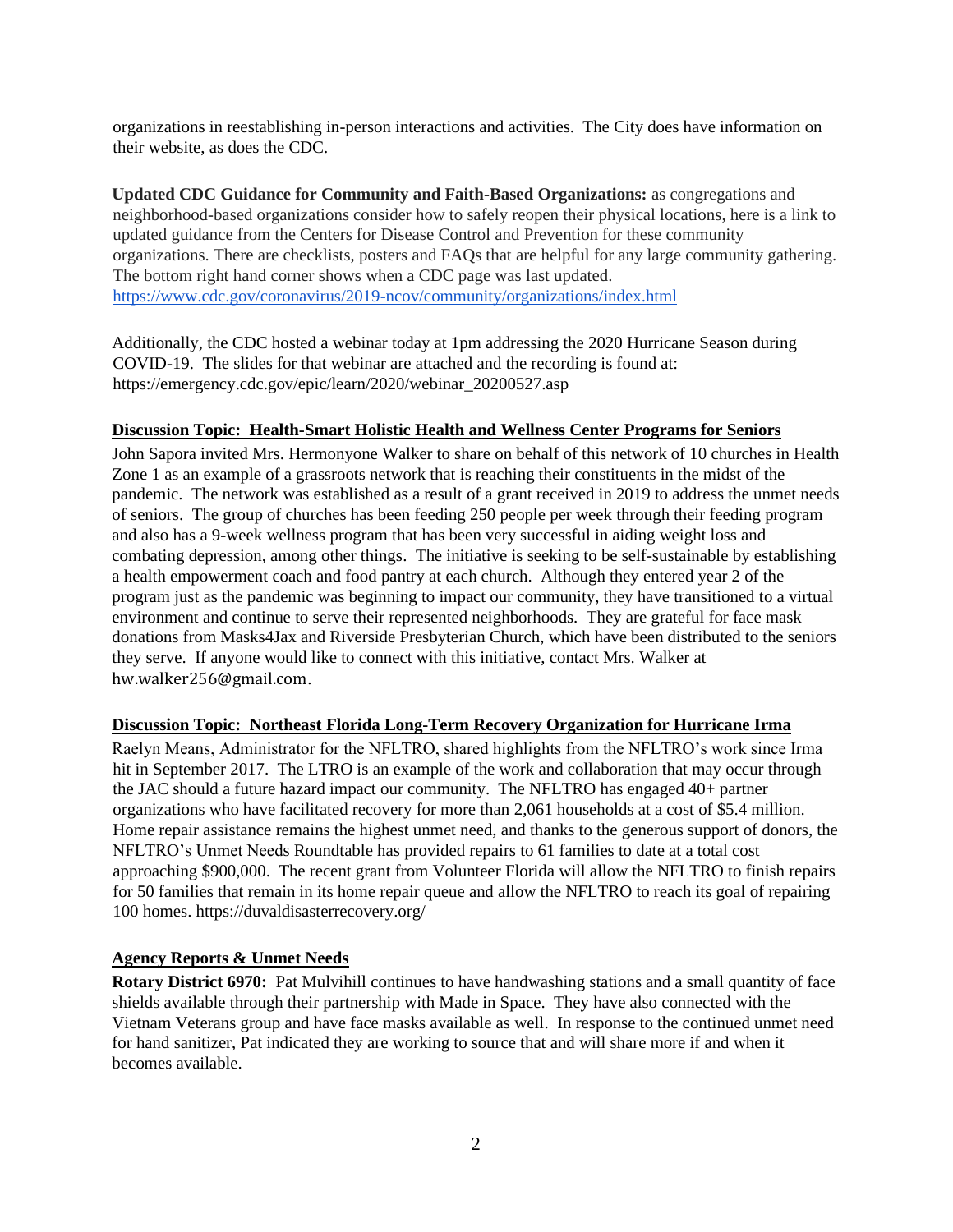organizations in reestablishing in-person interactions and activities. The City does have information on their website, as does the CDC.

**Updated CDC Guidance for Community and Faith-Based Organizations:** as congregations and neighborhood-based organizations consider how to safely reopen their physical locations, here is a link to updated guidance from the Centers for Disease Control and Prevention for these community organizations. There are checklists, posters and FAQs that are helpful for any large community gathering. The bottom right hand corner shows when a CDC page was last updated. https://www.cdc.gov/coronavirus/2019-ncov/community/organizations/index.html

Additionally, the CDC hosted a webinar today at 1pm addressing the 2020 Hurricane Season during COVID-19. The slides for that webinar are attached and the recording is found at: https://emergency.cdc.gov/epic/learn/2020/webinar_20200527.asp

**Discussion Topic: Health-Smart Holistic Health and Wellness Center Programs for Seniors**

John Sapora invited Mrs. Hermonyone Walker to share on behalf of this network of 10 churches in Health Zone 1 as an example of a grassroots network that is reaching their constituents in the midst of the pandemic. The network was established as a result of a grant received in 2019 to address the unmet needs of seniors. The group of churches has been feeding 250 people per week through their feeding program and also has a 9-week wellness program that has been very successful in aiding weight loss and combating depression, among other things. The initiative is seeking to be self-sustainable by establishing a health empowerment coach and food pantry at each church. Although they entered year 2 of the program just as the pandemic was beginning to impact our community, they have transitioned to a virtual environment and continue to serve their represented neighborhoods. They are grateful for face mask donations from Masks4Jax and Riverside Presbyterian Church, which have been distributed to the seniors they serve. If anyone would like to connect with this initiative, contact Mrs. Walker at hw.walker256@gmail.com.

**Discussion Topic: Northeast Florida Long-Term Recovery Organization for Hurricane Irma**

Raelyn Means, Administrator for the NFLTRO, shared highlights from the NFLTRO's work since Irma hit in September 2017. The LTRO is an example of the work and collaboration that may occur through the JAC should a future hazard impact our community. The NFLTRO has engaged 40+ partner organizations who have facilitated recovery for more than 2,061 households at a cost of $5.4 million. Home repair assistance remains the highest unmet need, and thanks to the generous support of donors, the NFLTRO's Unmet Needs Roundtable has provided repairs to 61 families to date at a total cost approaching $900,000. The recent grant from Volunteer Florida will allow the NFLTRO to finish repairs for 50 families that remain in its home repair queue and allow the NFLTRO to reach its goal of repairing 100 homes. https://duvaldisasterrecovery.org/

**Agency Reports & Unmet Needs**

**Rotary District 6970:** Pat Mulvihill continues to have handwashing stations and a small quantity of face shields available through their partnership with Made in Space. They have also connected with the Vietnam Veterans group and have face masks available as well. In response to the continued unmet need for hand sanitizer, Pat indicated they are working to source that and will share more if and when it becomes available.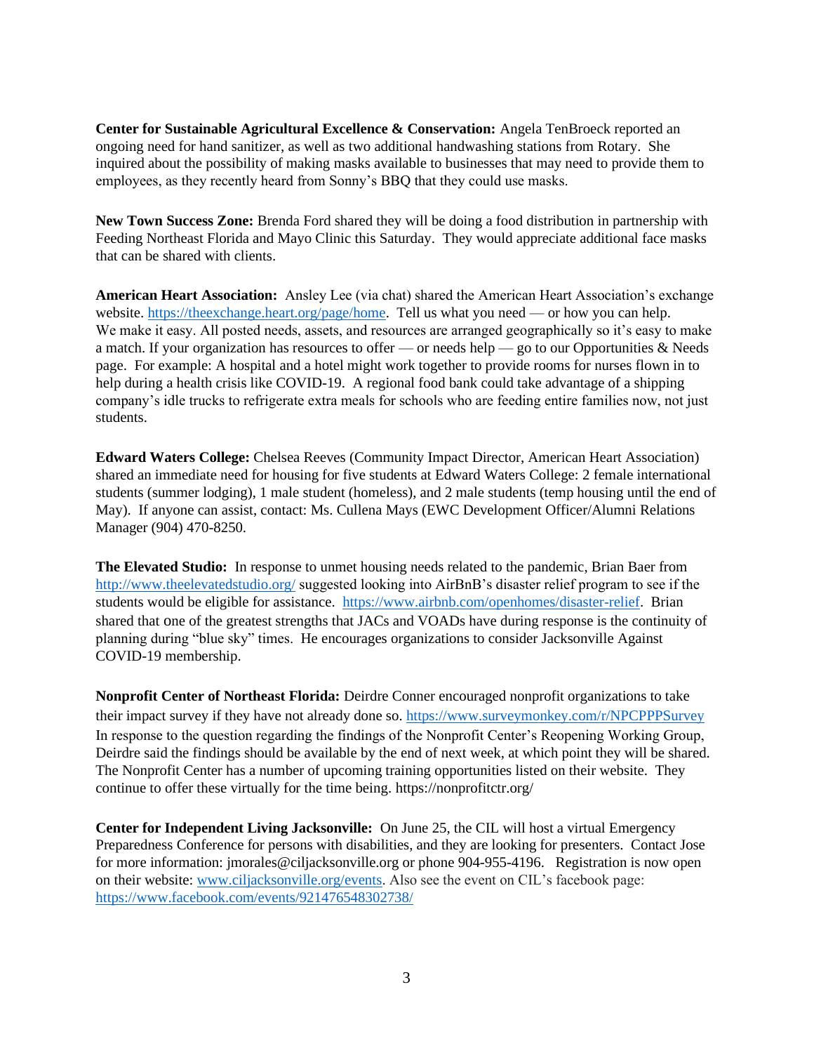**Center for Sustainable Agricultural Excellence & Conservation:** Angela TenBroeck reported an ongoing need for hand sanitizer, as well as two additional handwashing stations from Rotary. She inquired about the possibility of making masks available to businesses that may need to provide them to employees, as they recently heard from Sonny's BBQ that they could use masks.

**New Town Success Zone:** Brenda Ford shared they will be doing a food distribution in partnership with Feeding Northeast Florida and Mayo Clinic this Saturday. They would appreciate additional face masks that can be shared with clients.

**American Heart Association:** Ansley Lee (via chat) shared the American Heart Association's exchange website. https://theexchange.heart.org/page/home. Tell us what you need — or how you can help. We make it easy. All posted needs, assets, and resources are arranged geographically so it's easy to make a match. If your organization has resources to offer — or needs help — go to our Opportunities & Needs page. For example: A hospital and a hotel might work together to provide rooms for nurses flown in to help during a health crisis like COVID-19. A regional food bank could take advantage of a shipping company's idle trucks to refrigerate extra meals for schools who are feeding entire families now, not just students.

**Edward Waters College:** Chelsea Reeves (Community Impact Director, American Heart Association) shared an immediate need for housing for five students at Edward Waters College: 2 female international students (summer lodging), 1 male student (homeless), and 2 male students (temp housing until the end of May). If anyone can assist, contact: Ms. Cullena Mays (EWC Development Officer/Alumni Relations Manager (904) 470-8250.

**The Elevated Studio:** In response to unmet housing needs related to the pandemic, Brian Baer from http://www.theelevatedstudio.org/ suggested looking into AirBnB's disaster relief program to see if the students would be eligible for assistance. https://www.airbnb.com/openhomes/disaster-relief. Brian shared that one of the greatest strengths that JACs and VOADs have during response is the continuity of planning during "blue sky" times. He encourages organizations to consider Jacksonville Against COVID-19 membership.

**Nonprofit Center of Northeast Florida:** Deirdre Conner encouraged nonprofit organizations to take their impact survey if they have not already done so. https://www.surveymonkey.com/r/NPCPPPSurvey In response to the question regarding the findings of the Nonprofit Center's Reopening Working Group, Deirdre said the findings should be available by the end of next week, at which point they will be shared. The Nonprofit Center has a number of upcoming training opportunities listed on their website. They continue to offer these virtually for the time being. https://nonprofitctr.org/

**Center for Independent Living Jacksonville:** On June 25, the CIL will host a virtual Emergency Preparedness Conference for persons with disabilities, and they are looking for presenters. Contact Jose for more information: jmorales@ciljacksonville.org or phone 904-955-4196. Registration is now open on their website: www.ciljacksonville.org/events. Also see the event on CIL's facebook page: https://www.facebook.com/events/921476548302738/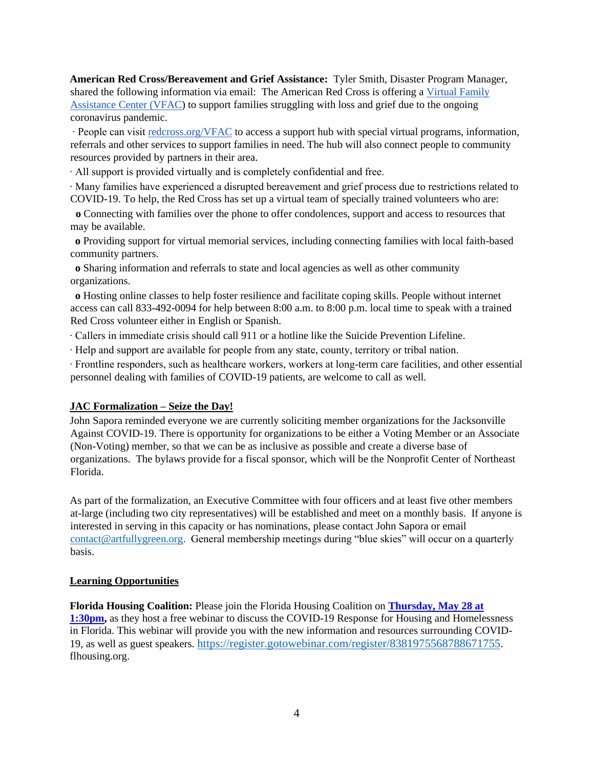**American Red Cross/Bereavement and Grief Assistance:** Tyler Smith, Disaster Program Manager, shared the following information via email: The American Red Cross is offering a Virtual Family Assistance Center (VFAC) to support families struggling with loss and grief due to the ongoing coronavirus pandemic.

· People can visit redcross.org/VFAC to access a support hub with special virtual programs, information, referrals and other services to support families in need. The hub will also connect people to community resources provided by partners in their area.

· All support is provided virtually and is completely confidential and free.

· Many families have experienced a disrupted bereavement and grief process due to restrictions related to COVID-19. To help, the Red Cross has set up a virtual team of specially trained volunteers who are:

- Connecting with families over the phone to offer condolences, support and access to resources that may be available.
- Providing support for virtual memorial services, including connecting families with local faith-based community partners.
- Sharing information and referrals to state and local agencies as well as other community organizations.
- Hosting online classes to help foster resilience and facilitate coping skills. People without internet access can call 833-492-0094 for help between 8:00 a.m. to 8:00 p.m. local time to speak with a trained Red Cross volunteer either in English or Spanish.

· Callers in immediate crisis should call 911 or a hotline like the Suicide Prevention Lifeline.

· Help and support are available for people from any state, county, territory or tribal nation.

· Frontline responders, such as healthcare workers, workers at long-term care facilities, and other essential personnel dealing with families of COVID-19 patients, are welcome to call as well.

**JAC Formalization – Seize the Day!**

John Sapora reminded everyone we are currently soliciting member organizations for the Jacksonville Against COVID-19. There is opportunity for organizations to be either a Voting Member or an Associate (Non-Voting) member, so that we can be as inclusive as possible and create a diverse base of organizations. The bylaws provide for a fiscal sponsor, which will be the Nonprofit Center of Northeast Florida.

As part of the formalization, an Executive Committee with four officers and at least five other members at-large (including two city representatives) will be established and meet on a monthly basis. If anyone is interested in serving in this capacity or has nominations, please contact John Sapora or email contact@artfullygreen.org. General membership meetings during "blue skies" will occur on a quarterly basis.

**Learning Opportunities**

**Florida Housing Coalition:** Please join the Florida Housing Coalition on **Thursday, May 28 at 1:30pm,** as they host a free webinar to discuss the COVID-19 Response for Housing and Homelessness in Florida. This webinar will provide you with the new information and resources surrounding COVID-19, as well as guest speakers. https://register.gotowebinar.com/register/8381975568788671755. flhousing.org.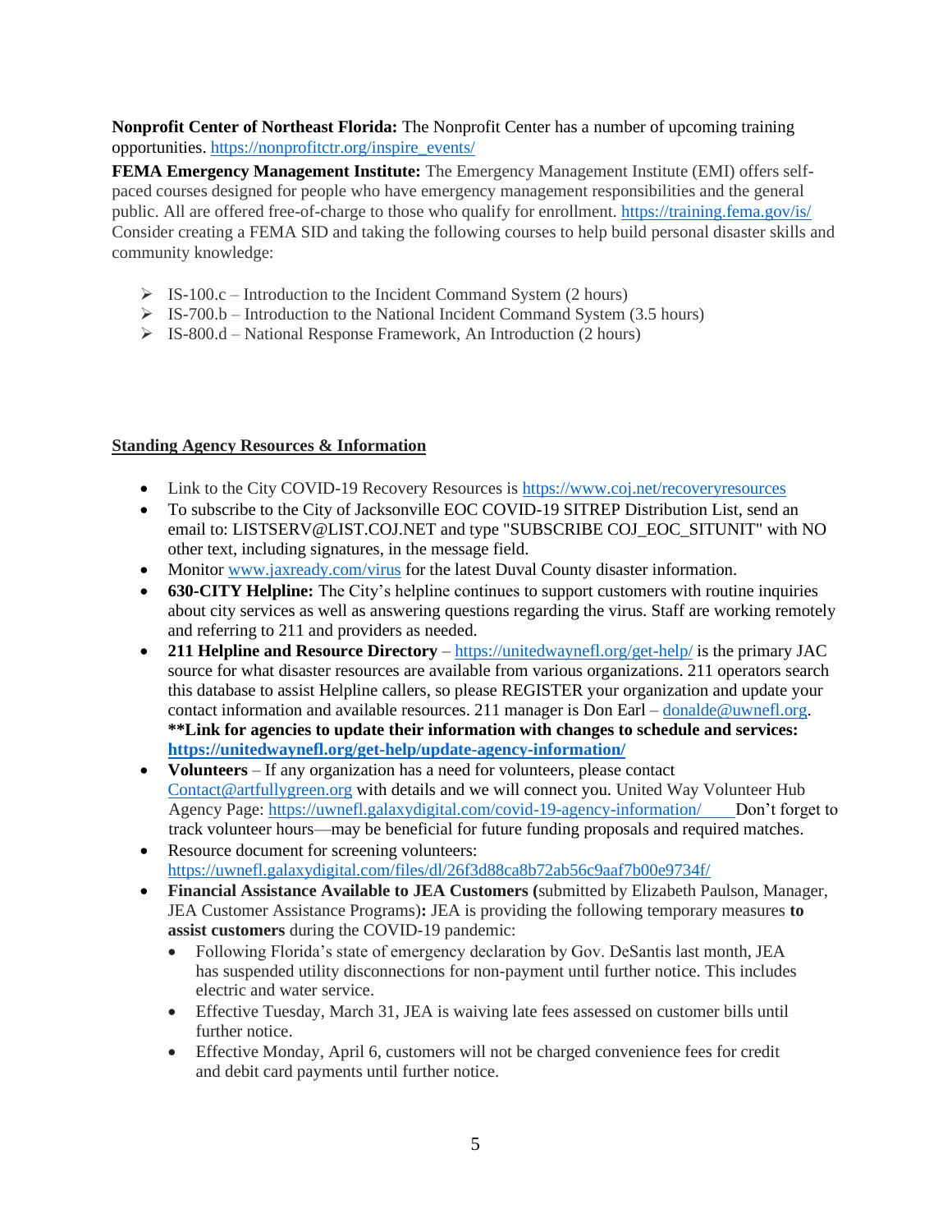**Nonprofit Center of Northeast Florida:** The Nonprofit Center has a number of upcoming training opportunities. https://nonprofitctr.org/inspire_events/

**FEMA Emergency Management Institute:** The Emergency Management Institute (EMI) offers self-paced courses designed for people who have emergency management responsibilities and the general public. All are offered free-of-charge to those who qualify for enrollment. https://training.fema.gov/is/ Consider creating a FEMA SID and taking the following courses to help build personal disaster skills and community knowledge:

- IS-100.c – Introduction to the Incident Command System (2 hours)
- IS-700.b – Introduction to the National Incident Command System (3.5 hours)
- IS-800.d – National Response Framework, An Introduction (2 hours)

**Standing Agency Resources & Information**

- Link to the City COVID-19 Recovery Resources is https://www.coj.net/recoveryresources
- To subscribe to the City of Jacksonville EOC COVID-19 SITREP Distribution List, send an email to: LISTSERV@LIST.COJ.NET and type "SUBSCRIBE COJ_EOC_SITUNIT" with NO other text, including signatures, in the message field.
- Monitor www.jaxready.com/virus for the latest Duval County disaster information.
- **630-CITY Helpline:** The City's helpline continues to support customers with routine inquiries about city services as well as answering questions regarding the virus. Staff are working remotely and referring to 211 and providers as needed.
- **211 Helpline and Resource Directory** – https://unitedwaynefl.org/get-help/ is the primary JAC source for what disaster resources are available from various organizations. 211 operators search this database to assist Helpline callers, so please REGISTER your organization and update your contact information and available resources. 211 manager is Don Earl – donalde@uwnefl.org. **\*\*Link for agencies to update their information with changes to schedule and services: https://unitedwaynefl.org/get-help/update-agency-information/**
- **Volunteers** – If any organization has a need for volunteers, please contact Contact@artfullygreen.org with details and we will connect you. United Way Volunteer Hub Agency Page: https://uwnefl.galaxydigital.com/covid-19-agency-information/ Don't forget to track volunteer hours—may be beneficial for future funding proposals and required matches.
- Resource document for screening volunteers: https://uwnefl.galaxydigital.com/files/dl/26f3d88ca8b72ab56c9aaf7b00e9734f/
- **Financial Assistance Available to JEA Customers (**submitted by Elizabeth Paulson, Manager, JEA Customer Assistance Programs)**:** JEA is providing the following temporary measures **to assist customers** during the COVID-19 pandemic:
  - Following Florida's state of emergency declaration by Gov. DeSantis last month, JEA has suspended utility disconnections for non-payment until further notice. This includes electric and water service.
  - Effective Tuesday, March 31, JEA is waiving late fees assessed on customer bills until further notice.
  - Effective Monday, April 6, customers will not be charged convenience fees for credit and debit card payments until further notice.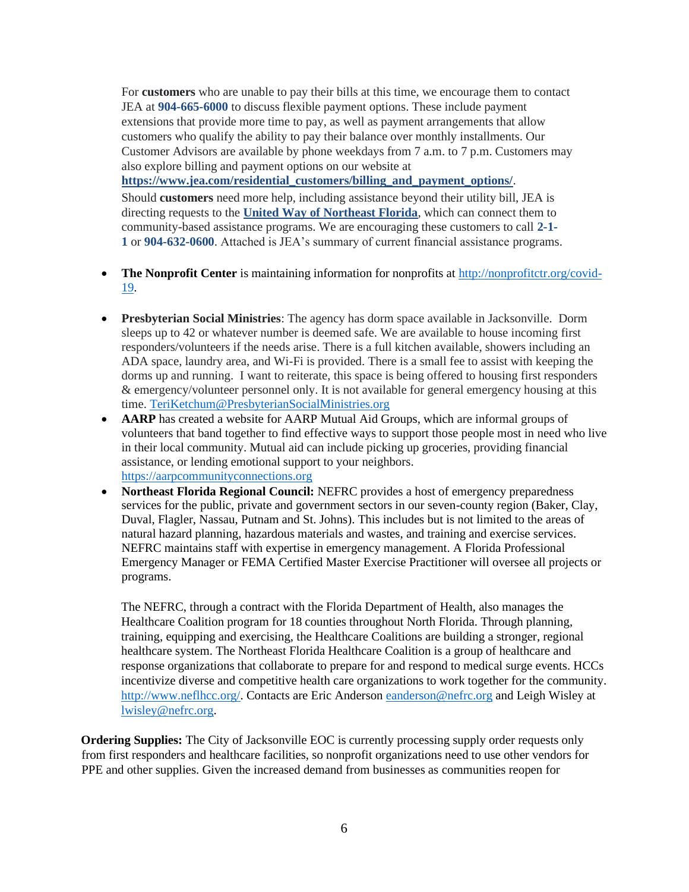For **customers** who are unable to pay their bills at this time, we encourage them to contact JEA at **904-665-6000** to discuss flexible payment options. These include payment extensions that provide more time to pay, as well as payment arrangements that allow customers who qualify the ability to pay their balance over monthly installments. Our Customer Advisors are available by phone weekdays from 7 a.m. to 7 p.m. Customers may also explore billing and payment options on our website at **https://www.jea.com/residential_customers/billing_and_payment_options/**.

Should **customers** need more help, including assistance beyond their utility bill, JEA is directing requests to the **United Way of Northeast Florida**, which can connect them to community-based assistance programs. We are encouraging these customers to call **2-1-1** or **904-632-0600**. Attached is JEA's summary of current financial assistance programs.

- **The Nonprofit Center** is maintaining information for nonprofits at http://nonprofitctr.org/covid-19.

- **Presbyterian Social Ministries**: The agency has dorm space available in Jacksonville. Dorm sleeps up to 42 or whatever number is deemed safe. We are available to house incoming first responders/volunteers if the needs arise. There is a full kitchen available, showers including an ADA space, laundry area, and Wi-Fi is provided. There is a small fee to assist with keeping the dorms up and running. I want to reiterate, this space is being offered to housing first responders & emergency/volunteer personnel only. It is not available for general emergency housing at this time. TeriKetchum@PresbyterianSocialMinistries.org
- **AARP** has created a website for AARP Mutual Aid Groups, which are informal groups of volunteers that band together to find effective ways to support those people most in need who live in their local community. Mutual aid can include picking up groceries, providing financial assistance, or lending emotional support to your neighbors. https://aarpcommunityconnections.org
- **Northeast Florida Regional Council:** NEFRC provides a host of emergency preparedness services for the public, private and government sectors in our seven-county region (Baker, Clay, Duval, Flagler, Nassau, Putnam and St. Johns). This includes but is not limited to the areas of natural hazard planning, hazardous materials and wastes, and training and exercise services. NEFRC maintains staff with expertise in emergency management. A Florida Professional Emergency Manager or FEMA Certified Master Exercise Practitioner will oversee all projects or programs.

  The NEFRC, through a contract with the Florida Department of Health, also manages the Healthcare Coalition program for 18 counties throughout North Florida. Through planning, training, equipping and exercising, the Healthcare Coalitions are building a stronger, regional healthcare system. The Northeast Florida Healthcare Coalition is a group of healthcare and response organizations that collaborate to prepare for and respond to medical surge events. HCCs incentivize diverse and competitive health care organizations to work together for the community. http://www.neflhcc.org/. Contacts are Eric Anderson eanderson@nefrc.org and Leigh Wisley at lwisley@nefrc.org.

**Ordering Supplies:** The City of Jacksonville EOC is currently processing supply order requests only from first responders and healthcare facilities, so nonprofit organizations need to use other vendors for PPE and other supplies. Given the increased demand from businesses as communities reopen for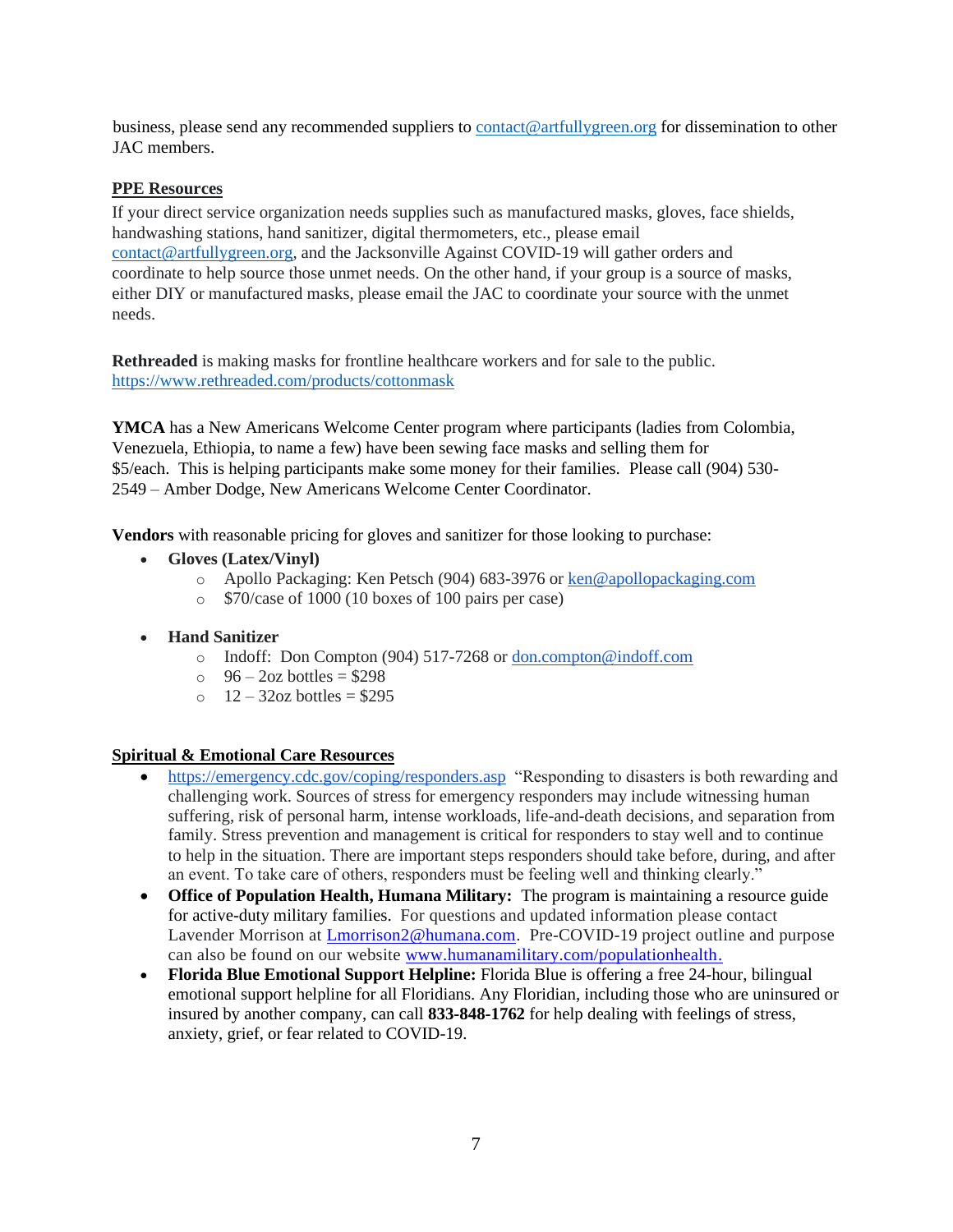business, please send any recommended suppliers to contact@artfullygreen.org for dissemination to other JAC members.

## PPE Resources

If your direct service organization needs supplies such as manufactured masks, gloves, face shields, handwashing stations, hand sanitizer, digital thermometers, etc., please email contact@artfullygreen.org, and the Jacksonville Against COVID-19 will gather orders and coordinate to help source those unmet needs. On the other hand, if your group is a source of masks, either DIY or manufactured masks, please email the JAC to coordinate your source with the unmet needs.

**Rethreaded** is making masks for frontline healthcare workers and for sale to the public. https://www.rethreaded.com/products/cottonmask

**YMCA** has a New Americans Welcome Center program where participants (ladies from Colombia, Venezuela, Ethiopia, to name a few) have been sewing face masks and selling them for $5/each. This is helping participants make some money for their families. Please call (904) 530-2549 – Amber Dodge, New Americans Welcome Center Coordinator.

**Vendors** with reasonable pricing for gloves and sanitizer for those looking to purchase:

- **Gloves (Latex/Vinyl)**
  - Apollo Packaging: Ken Petsch (904) 683-3976 or ken@apollopackaging.com
  - $70/case of 1000 (10 boxes of 100 pairs per case)

- **Hand Sanitizer**
  - Indoff: Don Compton (904) 517-7268 or don.compton@indoff.com
  - 96 – 2oz bottles = $298
  - 12 – 32oz bottles = $295

## Spiritual & Emotional Care Resources

- https://emergency.cdc.gov/coping/responders.asp "Responding to disasters is both rewarding and challenging work. Sources of stress for emergency responders may include witnessing human suffering, risk of personal harm, intense workloads, life-and-death decisions, and separation from family. Stress prevention and management is critical for responders to stay well and to continue to help in the situation. There are important steps responders should take before, during, and after an event. To take care of others, responders must be feeling well and thinking clearly."
- **Office of Population Health, Humana Military:** The program is maintaining a resource guide for active-duty military families. For questions and updated information please contact Lavender Morrison at Lmorrison2@humana.com. Pre-COVID-19 project outline and purpose can also be found on our website www.humanamilitary.com/populationhealth.
- **Florida Blue Emotional Support Helpline:** Florida Blue is offering a free 24-hour, bilingual emotional support helpline for all Floridians. Any Floridian, including those who are uninsured or insured by another company, can call **833-848-1762** for help dealing with feelings of stress, anxiety, grief, or fear related to COVID-19.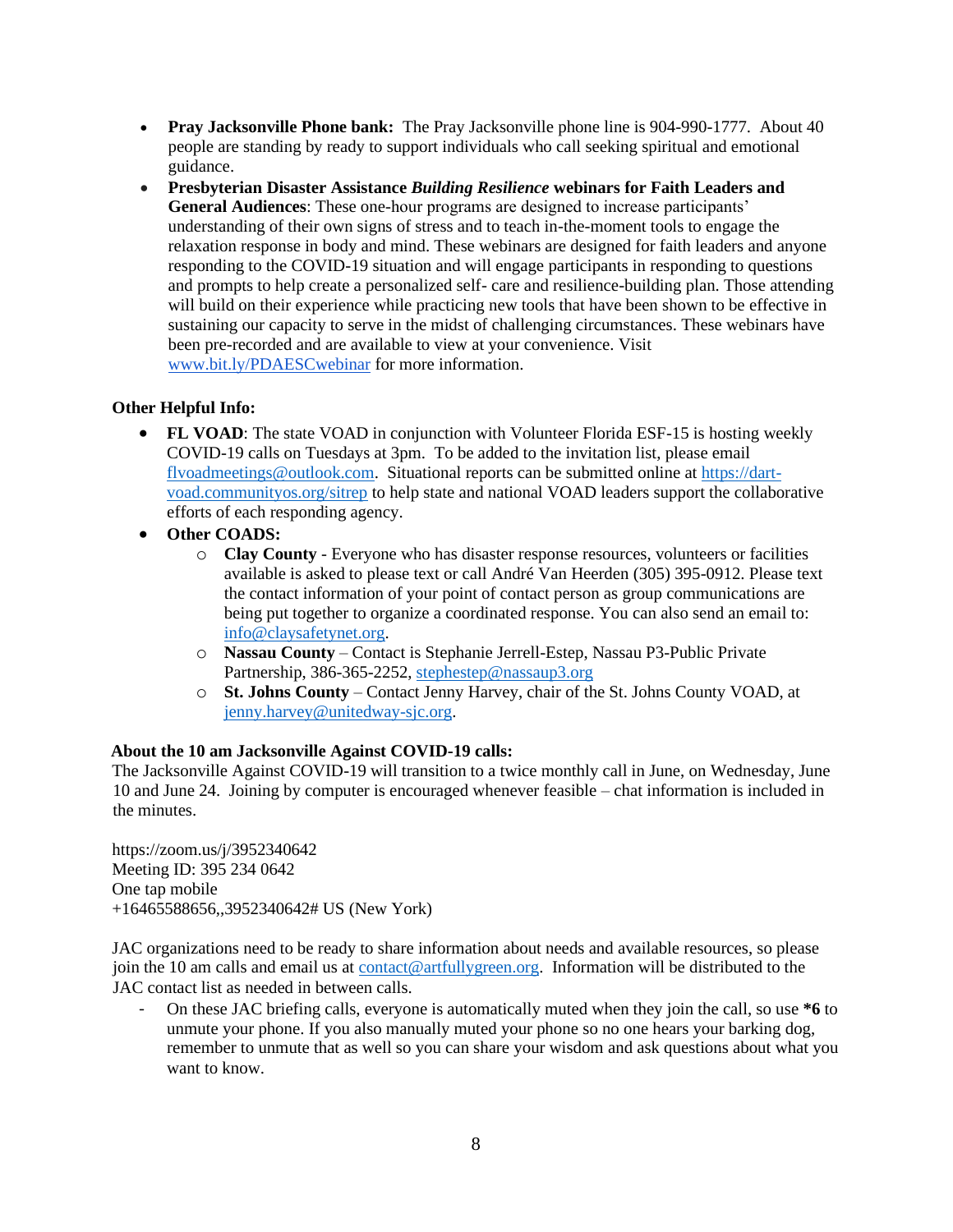- **Pray Jacksonville Phone bank:** The Pray Jacksonville phone line is 904-990-1777. About 40 people are standing by ready to support individuals who call seeking spiritual and emotional guidance.
- **Presbyterian Disaster Assistance *Building Resilience* webinars for Faith Leaders and General Audiences**: These one-hour programs are designed to increase participants' understanding of their own signs of stress and to teach in-the-moment tools to engage the relaxation response in body and mind. These webinars are designed for faith leaders and anyone responding to the COVID-19 situation and will engage participants in responding to questions and prompts to help create a personalized self- care and resilience-building plan. Those attending will build on their experience while practicing new tools that have been shown to be effective in sustaining our capacity to serve in the midst of challenging circumstances. These webinars have been pre-recorded and are available to view at your convenience. Visit www.bit.ly/PDAESCwebinar for more information.

**Other Helpful Info:**

- **FL VOAD**: The state VOAD in conjunction with Volunteer Florida ESF-15 is hosting weekly COVID-19 calls on Tuesdays at 3pm. To be added to the invitation list, please email flvoadmeetings@outlook.com. Situational reports can be submitted online at https://dart-voad.communityos.org/sitrep to help state and national VOAD leaders support the collaborative efforts of each responding agency.
- **Other COADS:**
  - **Clay County** - Everyone who has disaster response resources, volunteers or facilities available is asked to please text or call André Van Heerden (305) 395-0912. Please text the contact information of your point of contact person as group communications are being put together to organize a coordinated response. You can also send an email to: info@claysafetynet.org.
  - **Nassau County** – Contact is Stephanie Jerrell-Estep, Nassau P3-Public Private Partnership, 386-365-2252, stephestep@nassaup3.org
  - **St. Johns County** – Contact Jenny Harvey, chair of the St. Johns County VOAD, at jenny.harvey@unitedway-sjc.org.

**About the 10 am Jacksonville Against COVID-19 calls:**

The Jacksonville Against COVID-19 will transition to a twice monthly call in June, on Wednesday, June 10 and June 24. Joining by computer is encouraged whenever feasible – chat information is included in the minutes.

https://zoom.us/j/3952340642
Meeting ID: 395 234 0642
One tap mobile
+16465588656,,3952340642# US (New York)

JAC organizations need to be ready to share information about needs and available resources, so please join the 10 am calls and email us at contact@artfullygreen.org. Information will be distributed to the JAC contact list as needed in between calls.

- On these JAC briefing calls, everyone is automatically muted when they join the call, so use **\*6** to unmute your phone. If you also manually muted your phone so no one hears your barking dog, remember to unmute that as well so you can share your wisdom and ask questions about what you want to know.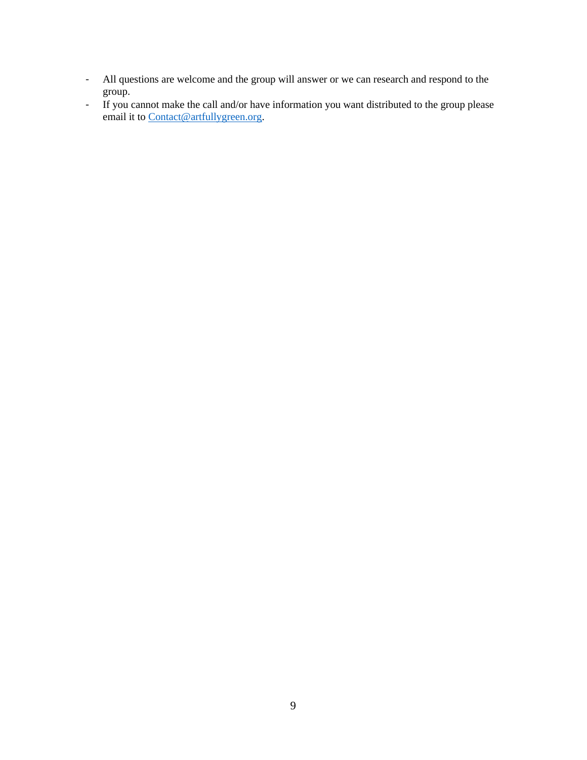- All questions are welcome and the group will answer or we can research and respond to the group.
- If you cannot make the call and/or have information you want distributed to the group please email it to Contact@artfullygreen.org.